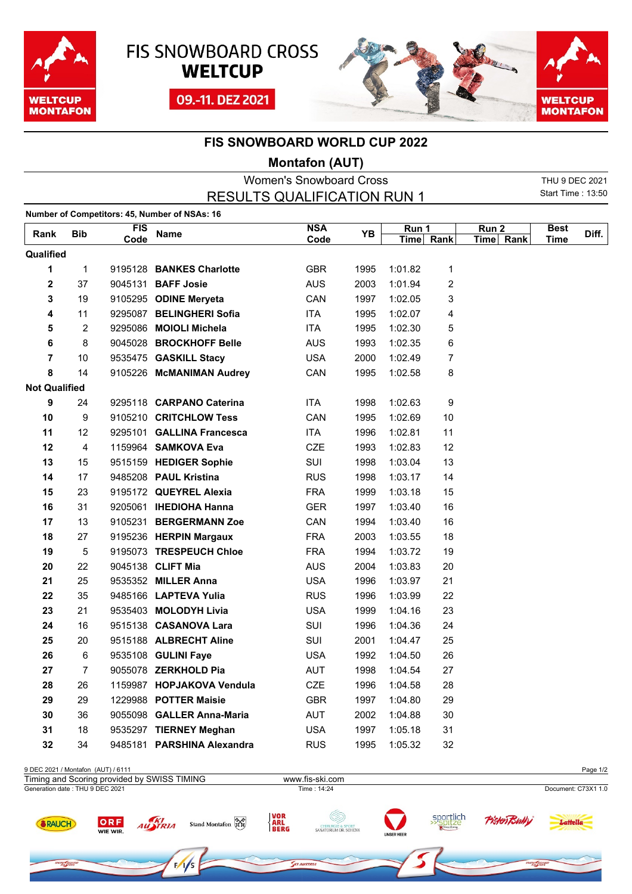FIS SNOWBOARD CROSS **WELTCUP**

09.-11. DEZ 2021

# FIS SNOWBOARD WORLD CUP 2022

## Montafon (AUT)

Women's Snowboard Cross

RESULTS QUALIFICATION RUN 1

THU 9 DEC 2021
Start Time : 13:50

**Number of Competitors: 45, Number of NSAs: 16**

| Rank | Bib | FIS Code | Name | NSA Code | YB | Run 1 Time | Run 1 Rank | Run 2 Time | Run 2 Rank | Best Time | Diff. |
|---|---|---|---|---|---|---|---|---|---|---|---|
| **Qualified** | | | | | | | | | | | |
| **1** | 1 | 9195128 | **BANKES Charlotte** | GBR | 1995 | 1:01.82 | 1 | | | | |
| **2** | 37 | 9045131 | **BAFF Josie** | AUS | 2003 | 1:01.94 | 2 | | | | |
| **3** | 19 | 9105295 | **ODINE Meryeta** | CAN | 1997 | 1:02.05 | 3 | | | | |
| **4** | 11 | 9295087 | **BELINGHERI Sofia** | ITA | 1995 | 1:02.07 | 4 | | | | |
| **5** | 2 | 9295086 | **MOIOLI Michela** | ITA | 1995 | 1:02.30 | 5 | | | | |
| **6** | 8 | 9045028 | **BROCKHOFF Belle** | AUS | 1993 | 1:02.35 | 6 | | | | |
| **7** | 10 | 9535475 | **GASKILL Stacy** | USA | 2000 | 1:02.49 | 7 | | | | |
| **8** | 14 | 9105226 | **McMANIMAN Audrey** | CAN | 1995 | 1:02.58 | 8 | | | | |
| **Not Qualified** | | | | | | | | | | | |
| **9** | 24 | 9295118 | **CARPANO Caterina** | ITA | 1998 | 1:02.63 | 9 | | | | |
| **10** | 9 | 9105210 | **CRITCHLOW Tess** | CAN | 1995 | 1:02.69 | 10 | | | | |
| **11** | 12 | 9295101 | **GALLINA Francesca** | ITA | 1996 | 1:02.81 | 11 | | | | |
| **12** | 4 | 1159964 | **SAMKOVA Eva** | CZE | 1993 | 1:02.83 | 12 | | | | |
| **13** | 15 | 9515159 | **HEDIGER Sophie** | SUI | 1998 | 1:03.04 | 13 | | | | |
| **14** | 17 | 9485208 | **PAUL Kristina** | RUS | 1998 | 1:03.17 | 14 | | | | |
| **15** | 23 | 9195172 | **QUEYREL Alexia** | FRA | 1999 | 1:03.18 | 15 | | | | |
| **16** | 31 | 9205061 | **IHEDIOHA Hanna** | GER | 1997 | 1:03.40 | 16 | | | | |
| **17** | 13 | 9105231 | **BERGERMANN Zoe** | CAN | 1994 | 1:03.40 | 16 | | | | |
| **18** | 27 | 9195236 | **HERPIN Margaux** | FRA | 2003 | 1:03.55 | 18 | | | | |
| **19** | 5 | 9195073 | **TRESPEUCH Chloe** | FRA | 1994 | 1:03.72 | 19 | | | | |
| **20** | 22 | 9045138 | **CLIFT Mia** | AUS | 2004 | 1:03.83 | 20 | | | | |
| **21** | 25 | 9535352 | **MILLER Anna** | USA | 1996 | 1:03.97 | 21 | | | | |
| **22** | 35 | 9485166 | **LAPTEVA Yulia** | RUS | 1996 | 1:03.99 | 22 | | | | |
| **23** | 21 | 9535403 | **MOLODYH Livia** | USA | 1999 | 1:04.16 | 23 | | | | |
| **24** | 16 | 9515138 | **CASANOVA Lara** | SUI | 1996 | 1:04.36 | 24 | | | | |
| **25** | 20 | 9515188 | **ALBRECHT Aline** | SUI | 2001 | 1:04.47 | 25 | | | | |
| **26** | 6 | 9535108 | **GULINI Faye** | USA | 1992 | 1:04.50 | 26 | | | | |
| **27** | 7 | 9055078 | **ZERKHOLD Pia** | AUT | 1998 | 1:04.54 | 27 | | | | |
| **28** | 26 | 1159987 | **HOPJAKOVA Vendula** | CZE | 1996 | 1:04.58 | 28 | | | | |
| **29** | 29 | 1229988 | **POTTER Maisie** | GBR | 1997 | 1:04.80 | 29 | | | | |
| **30** | 36 | 9055098 | **GALLER Anna-Maria** | AUT | 2002 | 1:04.88 | 30 | | | | |
| **31** | 18 | 9535297 | **TIERNEY Meghan** | USA | 1997 | 1:05.18 | 31 | | | | |
| **32** | 34 | 9485181 | **PARSHINA Alexandra** | RUS | 1995 | 1:05.32 | 32 | | | | |

9 DEC 2021 / Montafon (AUT) / 6111
Timing and Scoring provided by SWISS TIMING — www.fis-ski.com
Generation date : THU 9 DEC 2021 — Time : 14:24 — Document: C73X1 1.0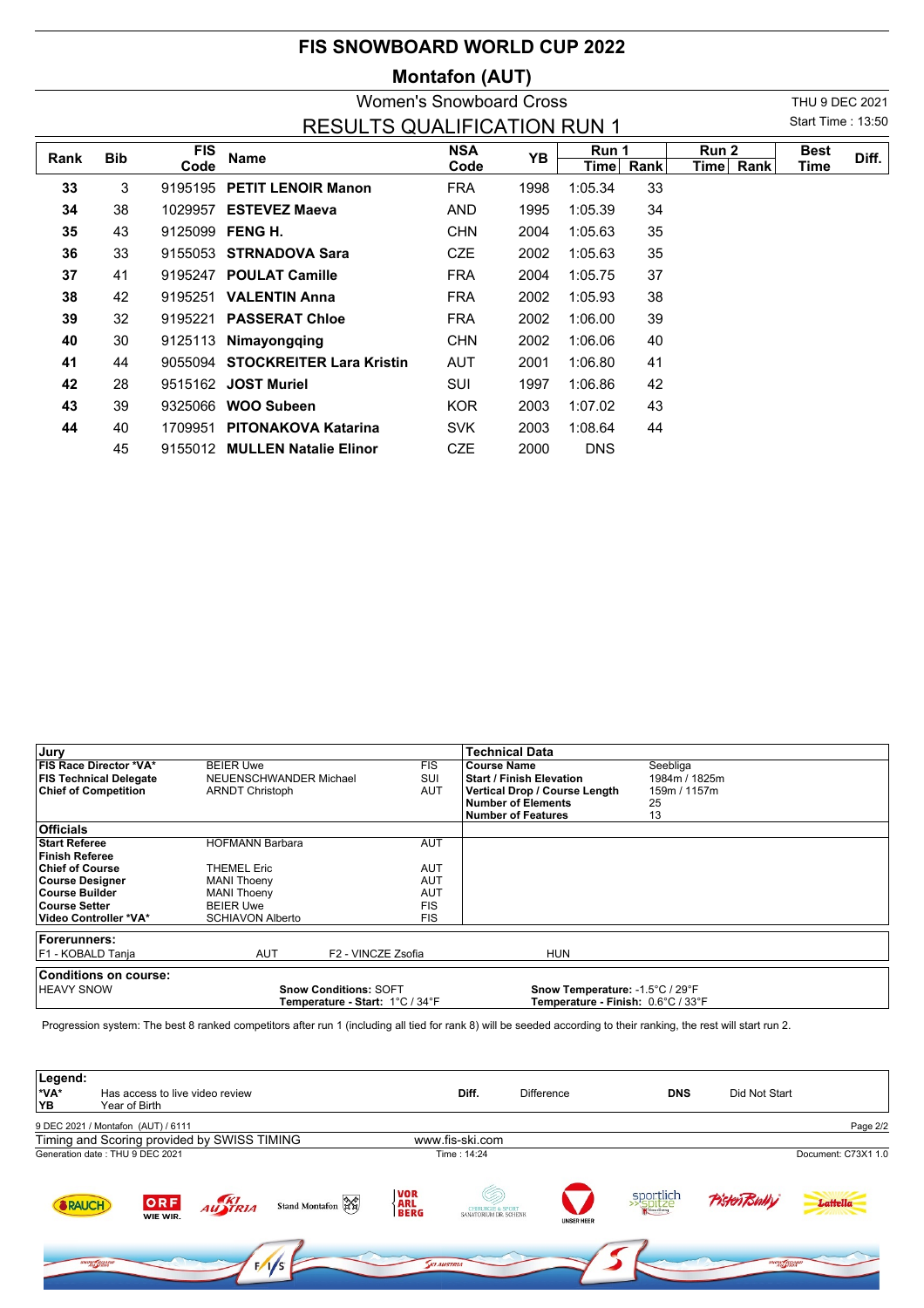# FIS SNOWBOARD WORLD CUP 2022

## Montafon (AUT)

### Women's Snowboard Cross

### RESULTS QUALIFICATION RUN 1

THU 9 DEC 2021
Start Time : 13:50

| Rank | Bib | FIS Code | Name | NSA Code | YB | Run 1 Time | Run 1 Rank | Run 2 Time | Run 2 Rank | Best Time | Diff. |
|---|---|---|---|---|---|---|---|---|---|---|---|
| **33** | 3 | 9195195 | **PETIT LENOIR Manon** | FRA | 1998 | 1:05.34 | 33 | | | | |
| **34** | 38 | 1029957 | **ESTEVEZ Maeva** | AND | 1995 | 1:05.39 | 34 | | | | |
| **35** | 43 | 9125099 | **FENG H.** | CHN | 2004 | 1:05.63 | 35 | | | | |
| **36** | 33 | 9155053 | **STRNADOVA Sara** | CZE | 2002 | 1:05.63 | 35 | | | | |
| **37** | 41 | 9195247 | **POULAT Camille** | FRA | 2004 | 1:05.75 | 37 | | | | |
| **38** | 42 | 9195251 | **VALENTIN Anna** | FRA | 2002 | 1:05.93 | 38 | | | | |
| **39** | 32 | 9195221 | **PASSERAT Chloe** | FRA | 2002 | 1:06.00 | 39 | | | | |
| **40** | 30 | 9125113 | **Nimayongqing** | CHN | 2002 | 1:06.06 | 40 | | | | |
| **41** | 44 | 9055094 | **STOCKREITER Lara Kristin** | AUT | 2001 | 1:06.80 | 41 | | | | |
| **42** | 28 | 9515162 | **JOST Muriel** | SUI | 1997 | 1:06.86 | 42 | | | | |
| **43** | 39 | 9325066 | **WOO Subeen** | KOR | 2003 | 1:07.02 | 43 | | | | |
| **44** | 40 | 1709951 | **PITONAKOVA Katarina** | SVK | 2003 | 1:08.64 | 44 | | | | |
| | 45 | 9155012 | **MULLEN Natalie Elinor** | CZE | 2000 | DNS | | | | | |

| Jury | | |
|---|---|---|
| **FIS Race Director *VA*** | BEIER Uwe | FIS |
| **FIS Technical Delegate** | NEUENSCHWANDER Michael | SUI |
| **Chief of Competition** | ARNDT Christoph | AUT |

| Technical Data | |
|---|---|
| **Course Name** | Seebliga |
| **Start / Finish Elevation** | 1984m / 1825m |
| **Vertical Drop / Course Length** | 159m / 1157m |
| **Number of Elements** | 25 |
| **Number of Features** | 13 |

| Officials | | |
|---|---|---|
| **Start Referee** | HOFMANN Barbara | AUT |
| **Finish Referee** | | |
| **Chief of Course** | THEMEL Eric | AUT |
| **Course Designer** | MANI Thoeny | AUT |
| **Course Builder** | MANI Thoeny | AUT |
| **Course Setter** | BEIER Uwe | FIS |
| **Video Controller *VA*** | SCHIAVON Alberto | FIS |

**Forerunners:**
F1 - KOBALD Tanja AUT — F2 - VINCZE Zsofia HUN

**Conditions on course:**
HEAVY SNOW — **Snow Conditions:** SOFT — **Snow Temperature:** -1.5°C / 29°F
**Temperature - Start:** 1°C / 34°F — **Temperature - Finish:** 0.6°C / 33°F

Progression system: The best 8 ranked competitors after run 1 (including all tied for rank 8) will be seeded according to their ranking, the rest will start run 2.

**Legend:**
- ***VA*** Has access to live video review
- **YB** Year of Birth
- **Diff.** Difference
- **DNS** Did Not Start

9 DEC 2021 / Montafon (AUT) / 6111
Timing and Scoring provided by SWISS TIMING — www.fis-ski.com
Generation date : THU 9 DEC 2021 — Time : 14:24 — Document: C73X1 1.0